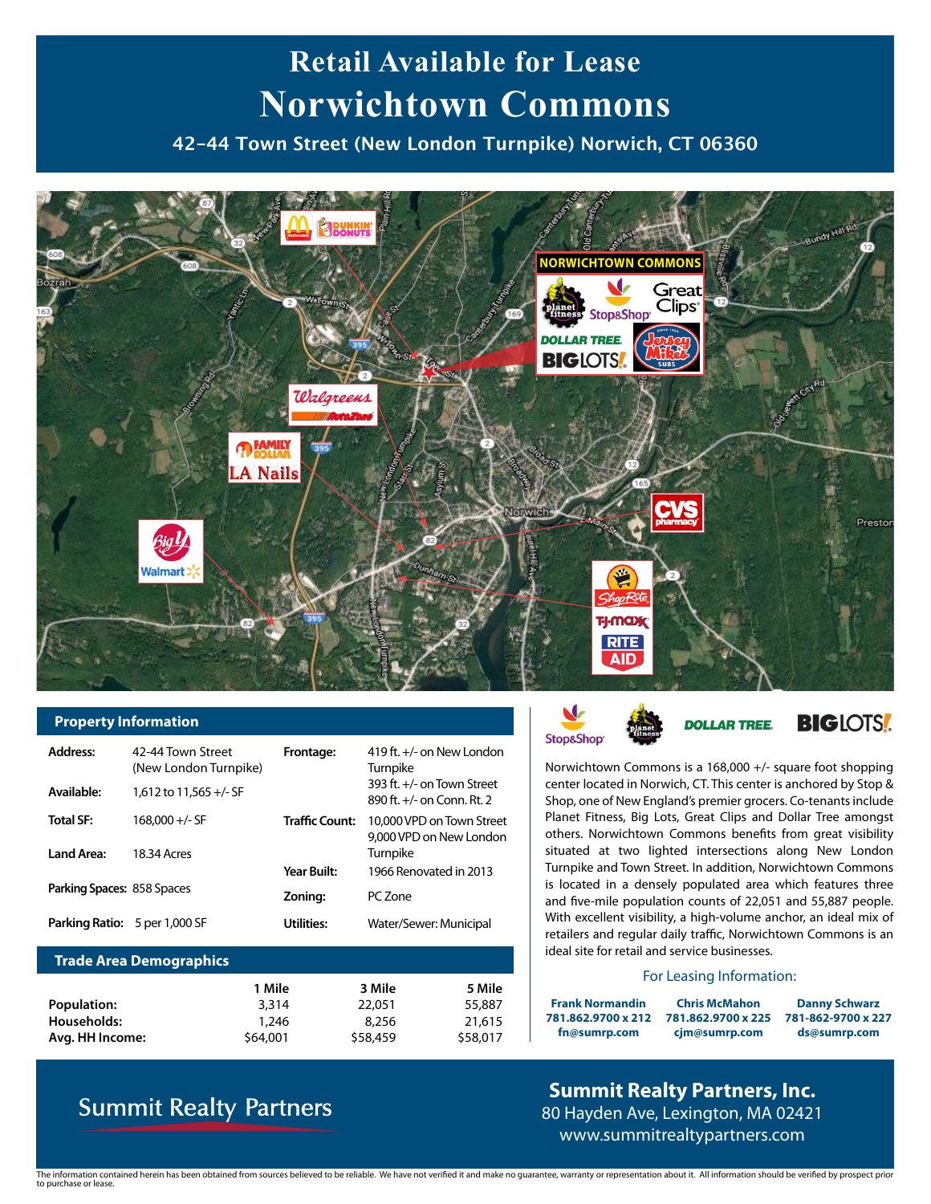# Retail Available for Lease

# Norwichtown Commons

### 42-44 Town Street (New London Turnpike) Norwich, CT 06360

## Property Information

| | | | |
|---|---|---|---|
| **Address:** | 42-44 Town Street (New London Turnpike) | **Frontage:** | 419 ft. +/- on New London Turnpike<br>393 ft. +/- on Town Street<br>890 ft. +/- on Conn. Rt. 2 |
| **Available:** | 1,612 to 11,565 +/- SF | | |
| **Total SF:** | 168,000 +/- SF | **Traffic Count:** | 10,000 VPD on Town Street<br>9,000 VPD on New London Turnpike |
| **Land Area:** | 18.34 Acres | | |
| | | **Year Built:** | 1966 Renovated in 2013 |
| **Parking Spaces:** | 858 Spaces | **Zoning:** | PC Zone |
| **Parking Ratio:** | 5 per 1,000 SF | **Utilities:** | Water/Sewer: Municipal |

## Trade Area Demographics

| | 1 Mile | 3 Mile | 5 Mile |
|---|---|---|---|
| **Population:** | 3,314 | 22,051 | 55,887 |
| **Households:** | 1,246 | 8,256 | 21,615 |
| **Avg. HH Income:** | $64,001 | $58,459 | $58,017 |

Norwichtown Commons is a 168,000 +/- square foot shopping center located in Norwich, CT. This center is anchored by Stop & Shop, one of New England's premier grocers. Co-tenants include Planet Fitness, Big Lots, Great Clips and Dollar Tree amongst others. Norwichtown Commons benefits from great visibility situated at two lighted intersections along New London Turnpike and Town Street. In addition, Norwichtown Commons is located in a densely populated area which features three and five-mile population counts of 22,051 and 55,887 people. With excellent visibility, a high-volume anchor, an ideal mix of retailers and regular daily traffic, Norwichtown Commons is an ideal site for retail and service businesses.

### For Leasing Information:

| Frank Normandin | Chris McMahon | Danny Schwarz |
|---|---|---|
| 781.862.9700 x 212 | 781.862.9700 x 225 | 781-862-9700 x 227 |
| fn@sumrp.com | cjm@sumrp.com | ds@sumrp.com |

Summit Realty Partners

**Summit Realty Partners, Inc.**
80 Hayden Ave, Lexington, MA 02421
www.summitrealtypartners.com

The information contained herein has been obtained from sources believed to be reliable. We have not verified it and make no guarantee, warranty or representation about it. All information should be verified by prospect prior to purchase or lease.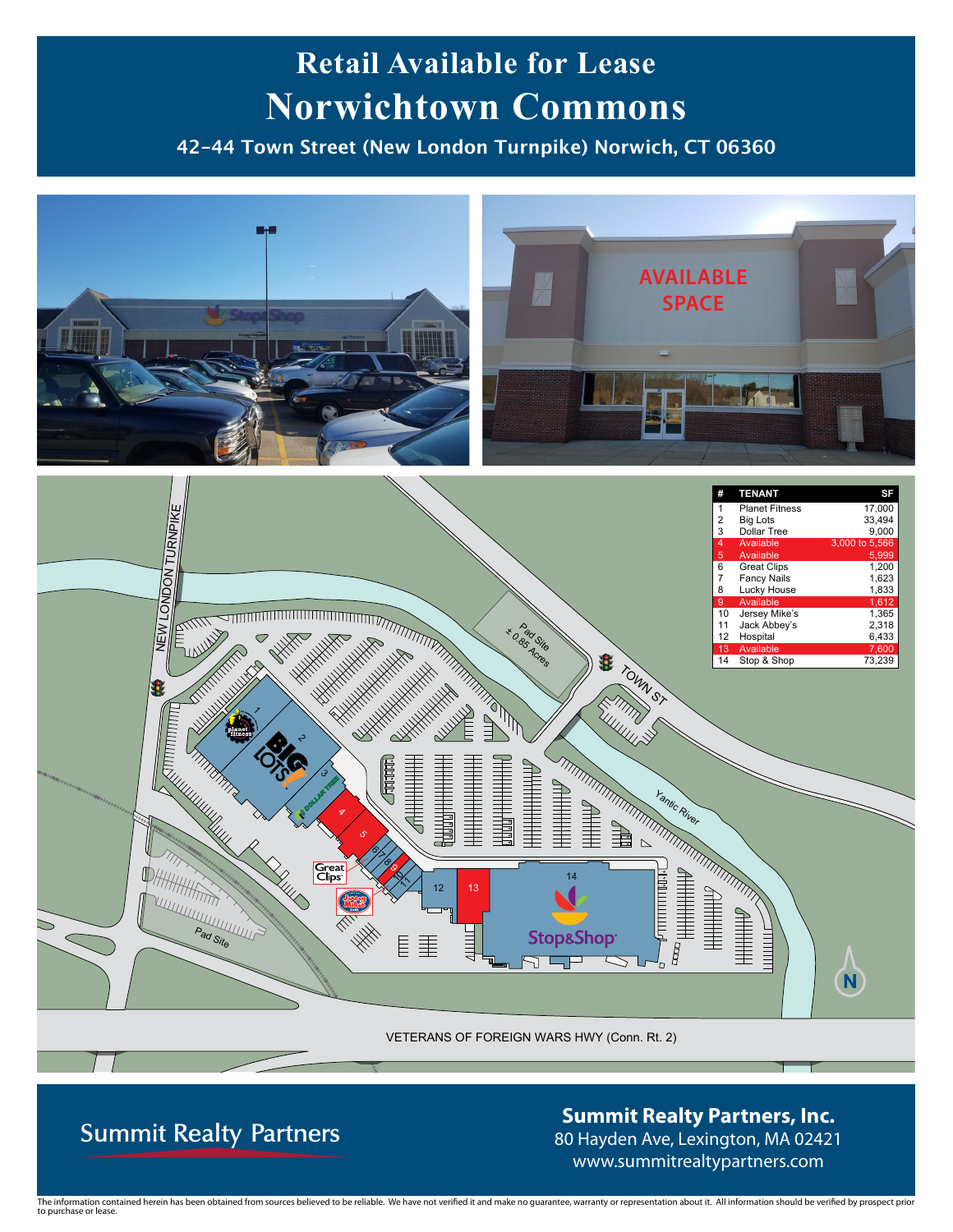# Retail Available for Lease

# Norwichtown Commons

**42-44 Town Street (New London Turnpike) Norwich, CT 06360**

AVAILABLE SPACE

| # | TENANT | SF |
|---|---|---|
| 1 | Planet Fitness | 17,000 |
| 2 | Big Lots | 33,494 |
| 3 | Dollar Tree | 9,000 |
| 4 | Available | 3,000 to 5,566 |
| 5 | Available | 5,999 |
| 6 | Great Clips | 1,200 |
| 7 | Fancy Nails | 1,623 |
| 8 | Lucky House | 1,833 |
| 9 | Available | 1,612 |
| 10 | Jersey Mike's | 1,365 |
| 11 | Jack Abbey's | 2,318 |
| 12 | Hospital | 6,433 |
| 13 | Available | 7,600 |
| 14 | Stop & Shop | 73,239 |

NEW LONDON TURNPIKE

Pad Site ± 0.85 Acres

TOWN ST

Yantic River

Pad Site

VETERANS OF FOREIGN WARS HWY (Conn. Rt. 2)

N

Summit Realty Partners

**Summit Realty Partners, Inc.**
80 Hayden Ave, Lexington, MA 02421
www.summitrealtypartners.com

The information contained herein has been obtained from sources believed to be reliable. We have not verified it and make no guarantee, warranty or representation about it. All information should be verified by prospect prior to purchase or lease.